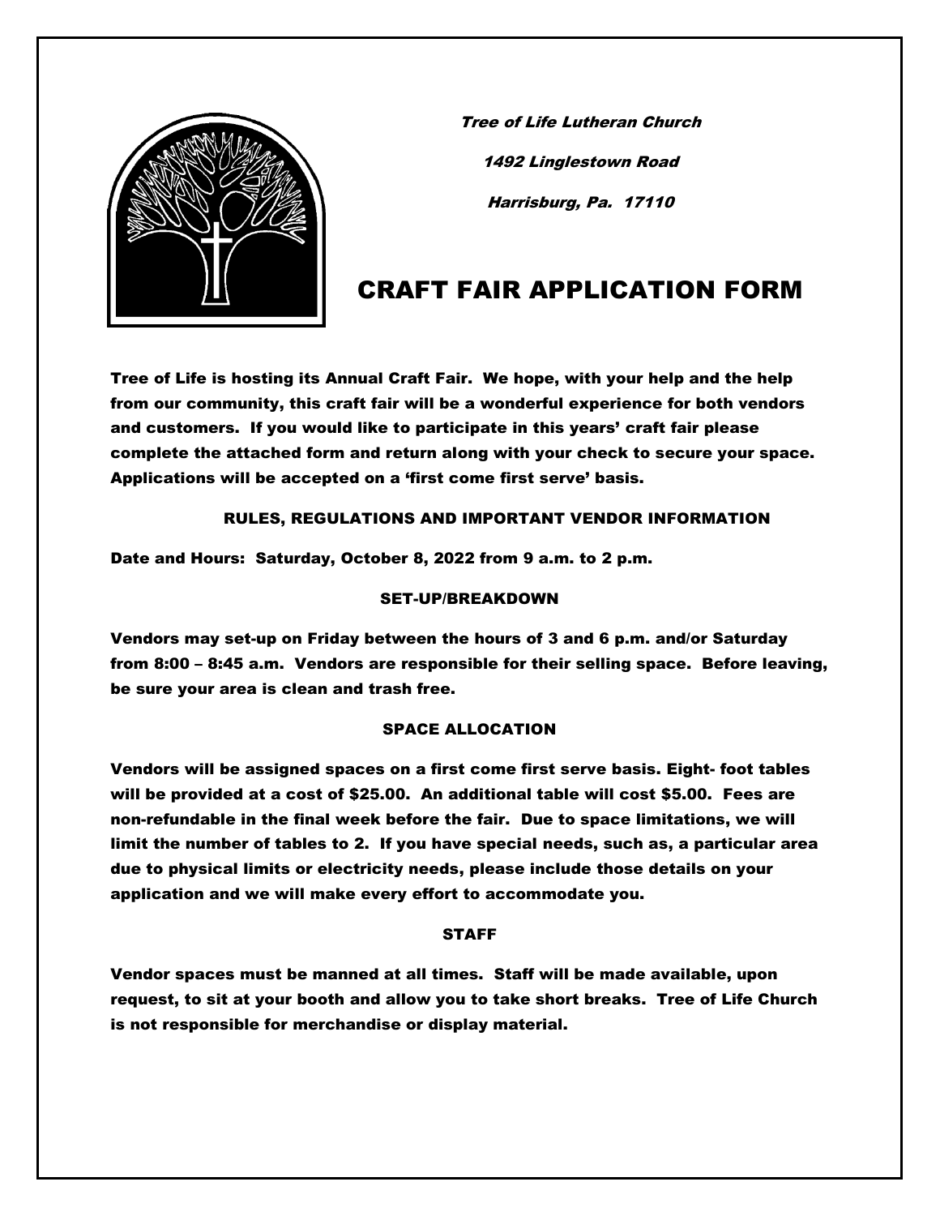*Tree of Life Lutheran Church*

*1492 Linglestown Road*

*Harrisburg, Pa. 17110*

# CRAFT FAIR APPLICATION FORM

**Tree of Life is hosting its Annual Craft Fair. We hope, with your help and the help from our community, this craft fair will be a wonderful experience for both vendors and customers. If you would like to participate in this years' craft fair please complete the attached form and return along with your check to secure your space. Applications will be accepted on a 'first come first serve' basis.**

## RULES, REGULATIONS AND IMPORTANT VENDOR INFORMATION

**Date and Hours: Saturday, October 8, 2022 from 9 a.m. to 2 p.m.**

### SET-UP/BREAKDOWN

**Vendors may set-up on Friday between the hours of 3 and 6 p.m. and/or Saturday from 8:00 – 8:45 a.m. Vendors are responsible for their selling space. Before leaving, be sure your area is clean and trash free.**

### SPACE ALLOCATION

**Vendors will be assigned spaces on a first come first serve basis. Eight- foot tables will be provided at a cost of $25.00. An additional table will cost $5.00. Fees are non-refundable in the final week before the fair. Due to space limitations, we will limit the number of tables to 2. If you have special needs, such as, a particular area due to physical limits or electricity needs, please include those details on your application and we will make every effort to accommodate you.**

### STAFF

**Vendor spaces must be manned at all times. Staff will be made available, upon request, to sit at your booth and allow you to take short breaks. Tree of Life Church is not responsible for merchandise or display material.**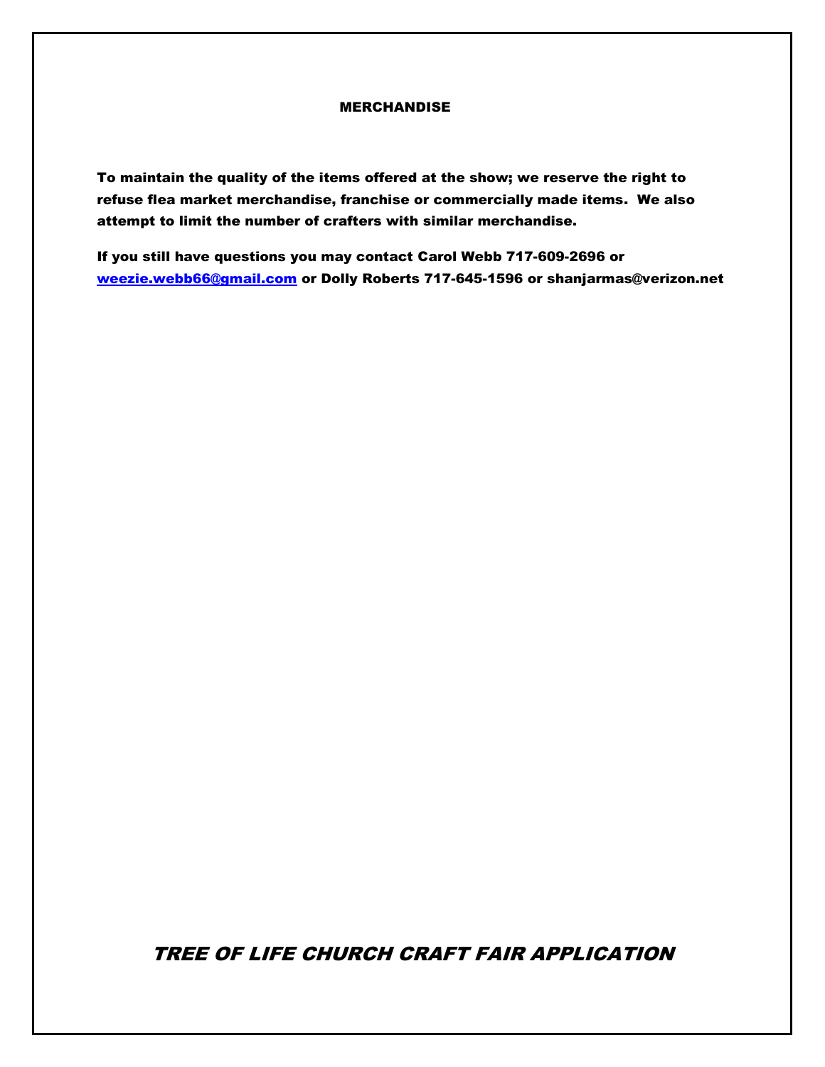## MERCHANDISE

**To maintain the quality of the items offered at the show; we reserve the right to refuse flea market merchandise, franchise or commercially made items. We also attempt to limit the number of crafters with similar merchandise.**

**If you still have questions you may contact Carol Webb 717-609-2696 or weezie.webb66@gmail.com or Dolly Roberts 717-645-1596 or shanjarmas@verizon.net**

***TREE OF LIFE CHURCH CRAFT FAIR APPLICATION***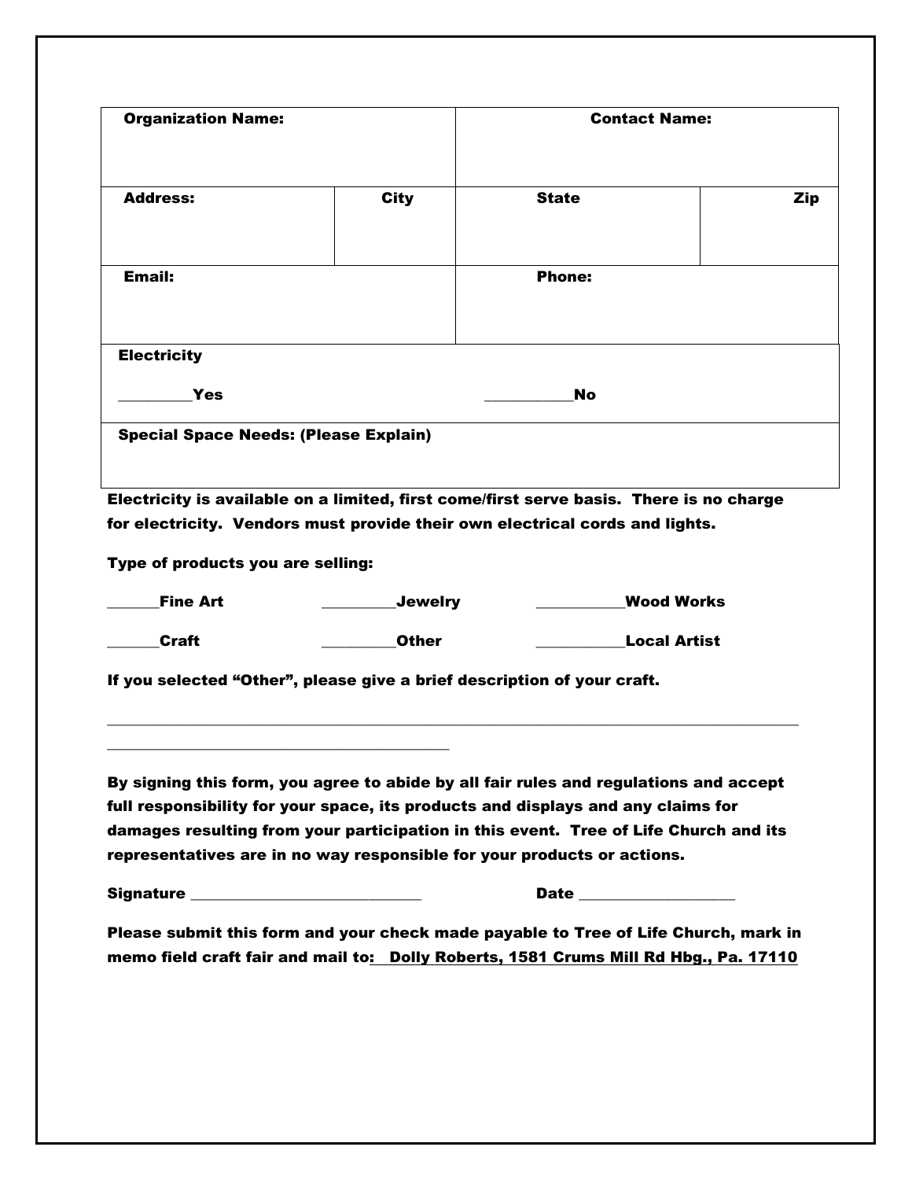| Organization Name: | | Contact Name: | |
|---|---|---|---|
| **Address:** | **City** | **State** | **Zip** |
| **Email:** | | **Phone:** | |

**Electricity**

_________Yes                                    ___________No

**Special Space Needs: (Please Explain)**

**Electricity is available on a limited, first come/first serve basis. There is no charge for electricity. Vendors must provide their own electrical cords and lights.**

**Type of products you are selling:**

______Fine Art          _________Jewelry          ___________Wood Works

______Craft          _________Other          ___________Local Artist

**If you selected "Other", please give a brief description of your craft.**

_____________________________________________________________________________________

__________________________________________

**By signing this form, you agree to abide by all fair rules and regulations and accept full responsibility for your space, its products and displays and any claims for damages resulting from your participation in this event. Tree of Life Church and its representatives are in no way responsible for your products or actions.**

**Signature** _____________________________          **Date** ___________________

**Please submit this form and your check made payable to Tree of Life Church, mark in memo field craft fair and mail to: Dolly Roberts, 1581 Crums Mill Rd Hbg., Pa. 17110**